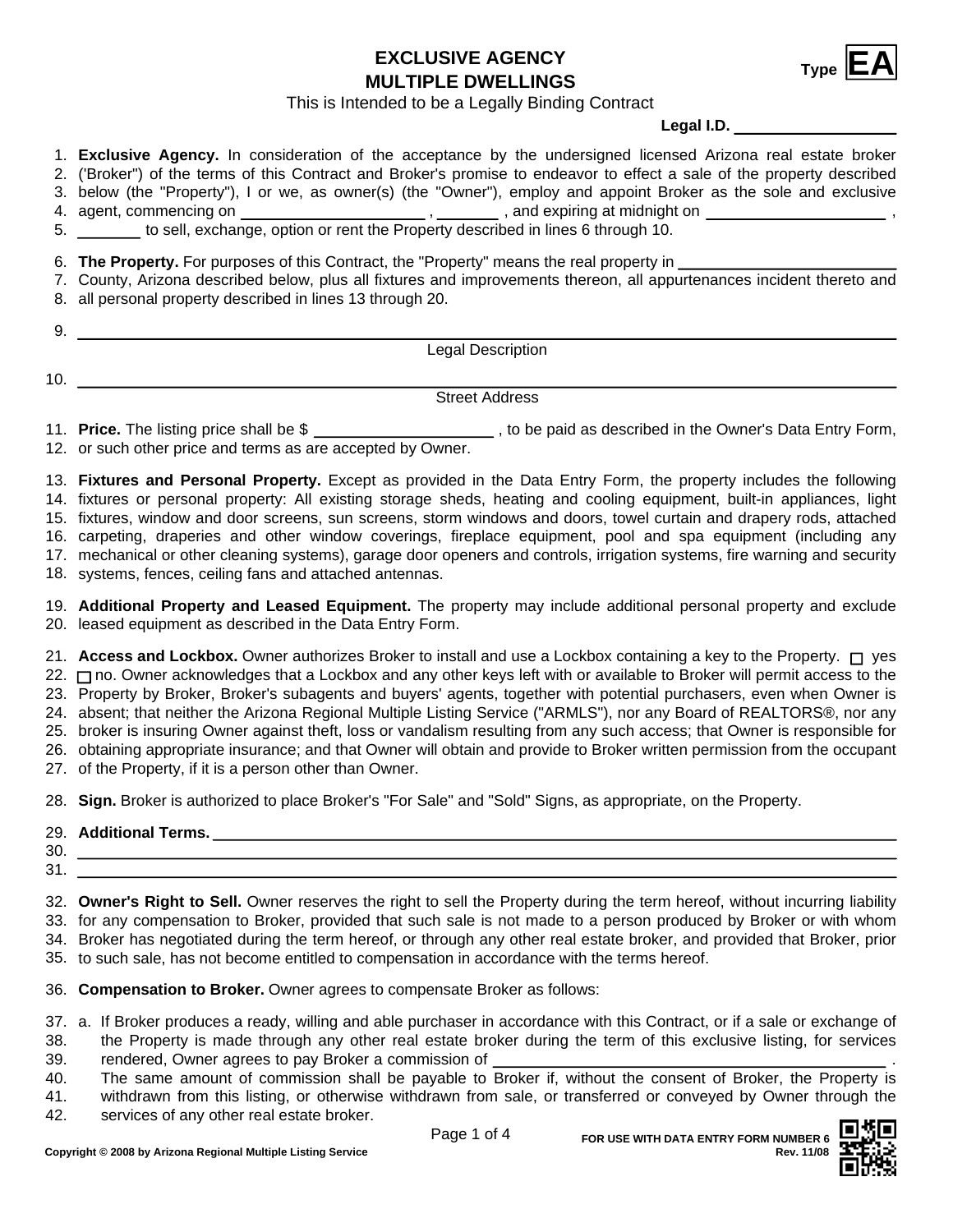# EXCLUSIVE AGENCY
# MULTIPLE DWELLINGS

**Type EA**

This is Intended to be a Legally Binding Contract

**Legal I.D.** ____________________

1. **Exclusive Agency.** In consideration of the acceptance by the undersigned licensed Arizona real estate broker
2. ('Broker") of the terms of this Contract and Broker's promise to endeavor to effect a sale of the property described
3. below (the "Property"), I or we, as owner(s) (the "Owner"), employ and appoint Broker as the sole and exclusive
4. agent, commencing on ____________________ , ________ , and expiring at midnight on ____________________ ,
5. ________ to sell, exchange, option or rent the Property described in lines 6 through 10.

6. **The Property.** For purposes of this Contract, the "Property" means the real property in ____________________
7. County, Arizona described below, plus all fixtures and improvements thereon, all appurtenances incident thereto and
8. all personal property described in lines 13 through 20.

9. ________________________________________________________________________
   Legal Description

10. ________________________________________________________________________
    Street Address

11. **Price.** The listing price shall be $ ____________________ , to be paid as described in the Owner's Data Entry Form,
12. or such other price and terms as are accepted by Owner.

13. **Fixtures and Personal Property.** Except as provided in the Data Entry Form, the property includes the following
14. fixtures or personal property: All existing storage sheds, heating and cooling equipment, built-in appliances, light
15. fixtures, window and door screens, sun screens, storm windows and doors, towel curtain and drapery rods, attached
16. carpeting, draperies and other window coverings, fireplace equipment, pool and spa equipment (including any
17. mechanical or other cleaning systems), garage door openers and controls, irrigation systems, fire warning and security
18. systems, fences, ceiling fans and attached antennas.

19. **Additional Property and Leased Equipment.** The property may include additional personal property and exclude
20. leased equipment as described in the Data Entry Form.

21. **Access and Lockbox.** Owner authorizes Broker to install and use a Lockbox containing a key to the Property. ☐ yes
22. ☐ no. Owner acknowledges that a Lockbox and any other keys left with or available to Broker will permit access to the
23. Property by Broker, Broker's subagents and buyers' agents, together with potential purchasers, even when Owner is
24. absent; that neither the Arizona Regional Multiple Listing Service ("ARMLS"), nor any Board of REALTORS®, nor any
25. broker is insuring Owner against theft, loss or vandalism resulting from any such access; that Owner is responsible for
26. obtaining appropriate insurance; and that Owner will obtain and provide to Broker written permission from the occupant
27. of the Property, if it is a person other than Owner.

28. **Sign.** Broker is authorized to place Broker's "For Sale" and "Sold" Signs, as appropriate, on the Property.

29. **Additional Terms.** ____________________________________________________________
30. ________________________________________________________________________
31. ________________________________________________________________________

32. **Owner's Right to Sell.** Owner reserves the right to sell the Property during the term hereof, without incurring liability
33. for any compensation to Broker, provided that such sale is not made to a person produced by Broker or with whom
34. Broker has negotiated during the term hereof, or through any other real estate broker, and provided that Broker, prior
35. to such sale, has not become entitled to compensation in accordance with the terms hereof.

36. **Compensation to Broker.** Owner agrees to compensate Broker as follows:

37. a. If Broker produces a ready, willing and able purchaser in accordance with this Contract, or if a sale or exchange of
38. the Property is made through any other real estate broker during the term of this exclusive listing, for services
39. rendered, Owner agrees to pay Broker a commission of ________________________________ .
40. The same amount of commission shall be payable to Broker if, without the consent of Broker, the Property is
41. withdrawn from this listing, or otherwise withdrawn from sale, or transferred or conveyed by Owner through the
42. services of any other real estate broker.

Copyright © 2008 by Arizona Regional Multiple Listing Service

FOR USE WITH DATA ENTRY FORM NUMBER 6
Rev. 11/08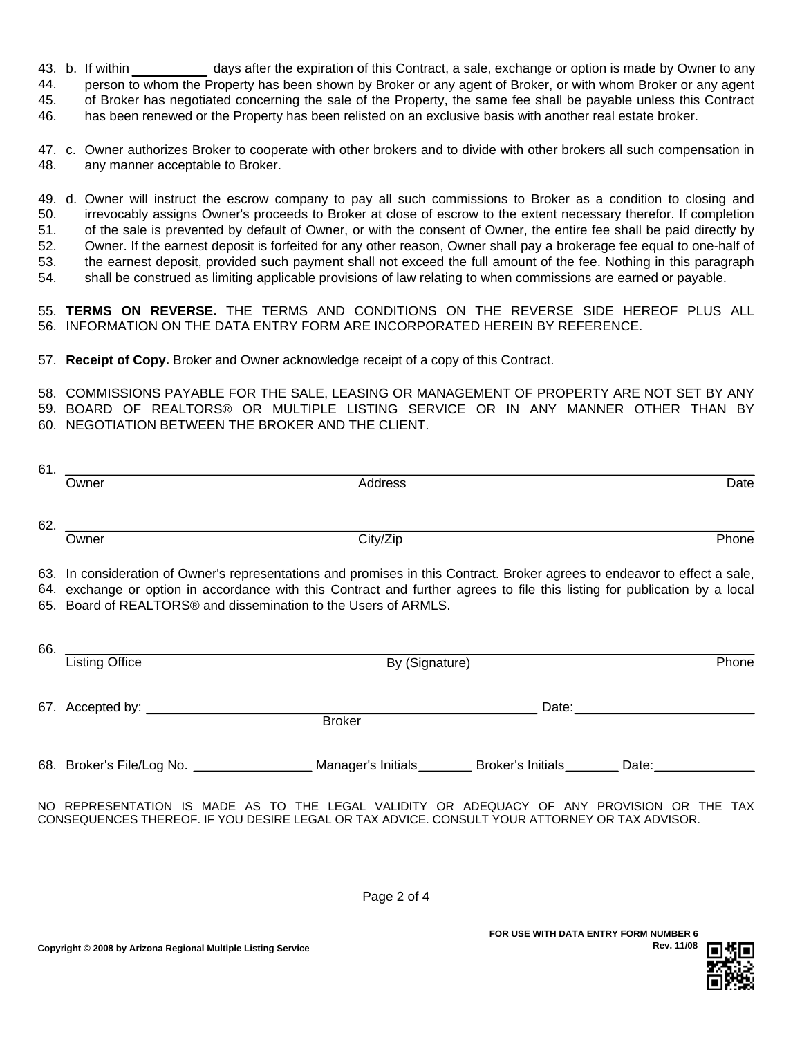43. b. If within __________ days after the expiration of this Contract, a sale, exchange or option is made by Owner to any
44. person to whom the Property has been shown by Broker or any agent of Broker, or with whom Broker or any agent
45. of Broker has negotiated concerning the sale of the Property, the same fee shall be payable unless this Contract
46. has been renewed or the Property has been relisted on an exclusive basis with another real estate broker.

47. c. Owner authorizes Broker to cooperate with other brokers and to divide with other brokers all such compensation in
48. any manner acceptable to Broker.

49. d. Owner will instruct the escrow company to pay all such commissions to Broker as a condition to closing and
50. irrevocably assigns Owner's proceeds to Broker at close of escrow to the extent necessary therefor. If completion
51. of the sale is prevented by default of Owner, or with the consent of Owner, the entire fee shall be paid directly by
52. Owner. If the earnest deposit is forfeited for any other reason, Owner shall pay a brokerage fee equal to one-half of
53. the earnest deposit, provided such payment shall not exceed the full amount of the fee. Nothing in this paragraph
54. shall be construed as limiting applicable provisions of law relating to when commissions are earned or payable.

55. **TERMS ON REVERSE.** THE TERMS AND CONDITIONS ON THE REVERSE SIDE HEREOF PLUS ALL
56. INFORMATION ON THE DATA ENTRY FORM ARE INCORPORATED HEREIN BY REFERENCE.

57. **Receipt of Copy.** Broker and Owner acknowledge receipt of a copy of this Contract.

58. COMMISSIONS PAYABLE FOR THE SALE, LEASING OR MANAGEMENT OF PROPERTY ARE NOT SET BY ANY
59. BOARD OF REALTORS® OR MULTIPLE LISTING SERVICE OR IN ANY MANNER OTHER THAN BY
60. NEGOTIATION BETWEEN THE BROKER AND THE CLIENT.

61. ______________________________________________________________________
Owner Address Date

62. ______________________________________________________________________
Owner City/Zip Phone

63. In consideration of Owner's representations and promises in this Contract. Broker agrees to endeavor to effect a sale,
64. exchange or option in accordance with this Contract and further agrees to file this listing for publication by a local
65. Board of REALTORS® and dissemination to the Users of ARMLS.

66. ______________________________________________________________________
Listing Office By (Signature) Phone

67. Accepted by: ______________________________ Date: ______________
Broker

68. Broker's File/Log No. ______________ Manager's Initials _______ Broker's Initials _______ Date: ____________

NO REPRESENTATION IS MADE AS TO THE LEGAL VALIDITY OR ADEQUACY OF ANY PROVISION OR THE TAX CONSEQUENCES THEREOF. IF YOU DESIRE LEGAL OR TAX ADVICE. CONSULT YOUR ATTORNEY OR TAX ADVISOR.

FOR USE WITH DATA ENTRY FORM NUMBER 6
Rev. 11/08

Copyright © 2008 by Arizona Regional Multiple Listing Service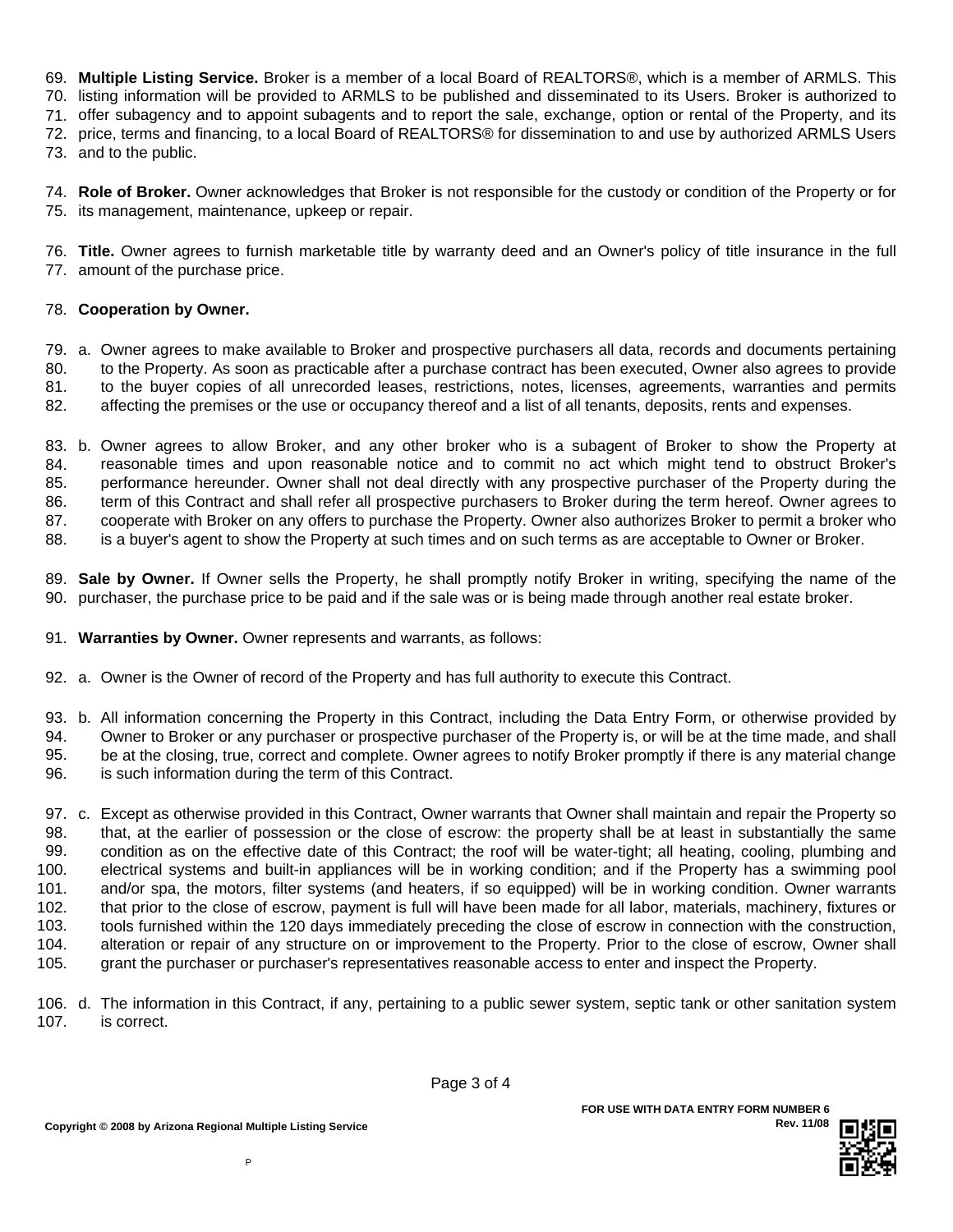**Multiple Listing Service.** Broker is a member of a local Board of REALTORS®, which is a member of ARMLS. This listing information will be provided to ARMLS to be published and disseminated to its Users. Broker is authorized to offer subagency and to appoint subagents and to report the sale, exchange, option or rental of the Property, and its price, terms and financing, to a local Board of REALTORS® for dissemination to and use by authorized ARMLS Users and to the public.

**Role of Broker.** Owner acknowledges that Broker is not responsible for the custody or condition of the Property or for its management, maintenance, upkeep or repair.

**Title.** Owner agrees to furnish marketable title by warranty deed and an Owner's policy of title insurance in the full amount of the purchase price.

**Cooperation by Owner.**

a. Owner agrees to make available to Broker and prospective purchasers all data, records and documents pertaining to the Property. As soon as practicable after a purchase contract has been executed, Owner also agrees to provide to the buyer copies of all unrecorded leases, restrictions, notes, licenses, agreements, warranties and permits affecting the premises or the use or occupancy thereof and a list of all tenants, deposits, rents and expenses.

b. Owner agrees to allow Broker, and any other broker who is a subagent of Broker to show the Property at reasonable times and upon reasonable notice and to commit no act which might tend to obstruct Broker's performance hereunder. Owner shall not deal directly with any prospective purchaser of the Property during the term of this Contract and shall refer all prospective purchasers to Broker during the term hereof. Owner agrees to cooperate with Broker on any offers to purchase the Property. Owner also authorizes Broker to permit a broker who is a buyer's agent to show the Property at such times and on such terms as are acceptable to Owner or Broker.

**Sale by Owner.** If Owner sells the Property, he shall promptly notify Broker in writing, specifying the name of the purchaser, the purchase price to be paid and if the sale was or is being made through another real estate broker.

**Warranties by Owner.** Owner represents and warrants, as follows:

a. Owner is the Owner of record of the Property and has full authority to execute this Contract.

b. All information concerning the Property in this Contract, including the Data Entry Form, or otherwise provided by Owner to Broker or any purchaser or prospective purchaser of the Property is, or will be at the time made, and shall be at the closing, true, correct and complete. Owner agrees to notify Broker promptly if there is any material change is such information during the term of this Contract.

c. Except as otherwise provided in this Contract, Owner warrants that Owner shall maintain and repair the Property so that, at the earlier of possession or the close of escrow: the property shall be at least in substantially the same condition as on the effective date of this Contract; the roof will be water-tight; all heating, cooling, plumbing and electrical systems and built-in appliances will be in working condition; and if the Property has a swimming pool and/or spa, the motors, filter systems (and heaters, if so equipped) will be in working condition. Owner warrants that prior to the close of escrow, payment is full will have been made for all labor, materials, machinery, fixtures or tools furnished within the 120 days immediately preceding the close of escrow in connection with the construction, alteration or repair of any structure on or improvement to the Property. Prior to the close of escrow, Owner shall grant the purchaser or purchaser's representatives reasonable access to enter and inspect the Property.

d. The information in this Contract, if any, pertaining to a public sewer system, septic tank or other sanitation system is correct.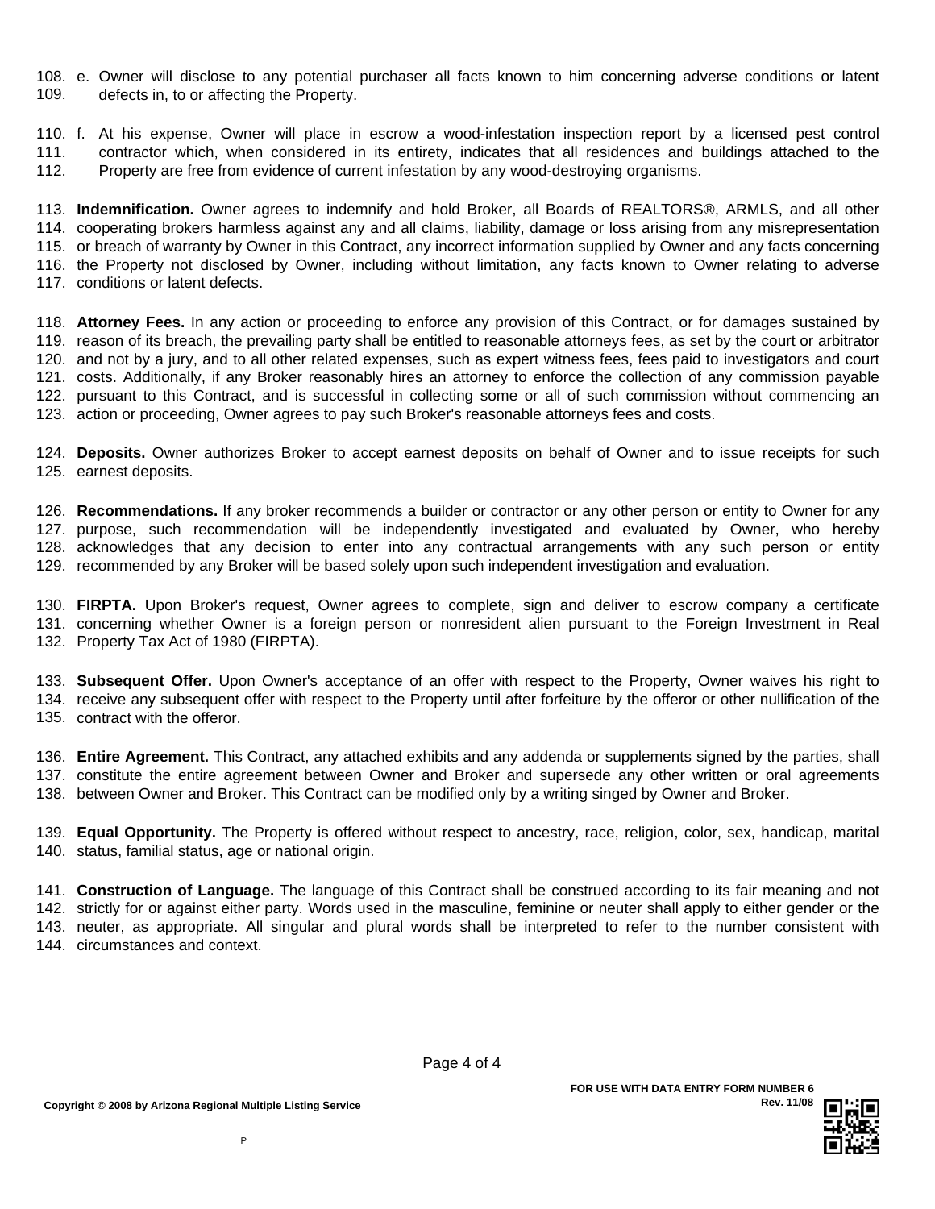108. e. Owner will disclose to any potential purchaser all facts known to him concerning adverse conditions or latent
109. defects in, to or affecting the Property.

110. f. At his expense, Owner will place in escrow a wood-infestation inspection report by a licensed pest control
111. contractor which, when considered in its entirety, indicates that all residences and buildings attached to the
112. Property are free from evidence of current infestation by any wood-destroying organisms.

113. **Indemnification.** Owner agrees to indemnify and hold Broker, all Boards of REALTORS®, ARMLS, and all other
114. cooperating brokers harmless against any and all claims, liability, damage or loss arising from any misrepresentation
115. or breach of warranty by Owner in this Contract, any incorrect information supplied by Owner and any facts concerning
116. the Property not disclosed by Owner, including without limitation, any facts known to Owner relating to adverse
117. conditions or latent defects.

118. **Attorney Fees.** In any action or proceeding to enforce any provision of this Contract, or for damages sustained by
119. reason of its breach, the prevailing party shall be entitled to reasonable attorneys fees, as set by the court or arbitrator
120. and not by a jury, and to all other related expenses, such as expert witness fees, fees paid to investigators and court
121. costs. Additionally, if any Broker reasonably hires an attorney to enforce the collection of any commission payable
122. pursuant to this Contract, and is successful in collecting some or all of such commission without commencing an
123. action or proceeding, Owner agrees to pay such Broker's reasonable attorneys fees and costs.

124. **Deposits.** Owner authorizes Broker to accept earnest deposits on behalf of Owner and to issue receipts for such
125. earnest deposits.

126. **Recommendations.** If any broker recommends a builder or contractor or any other person or entity to Owner for any
127. purpose, such recommendation will be independently investigated and evaluated by Owner, who hereby
128. acknowledges that any decision to enter into any contractual arrangements with any such person or entity
129. recommended by any Broker will be based solely upon such independent investigation and evaluation.

130. **FIRPTA.** Upon Broker's request, Owner agrees to complete, sign and deliver to escrow company a certificate
131. concerning whether Owner is a foreign person or nonresident alien pursuant to the Foreign Investment in Real
132. Property Tax Act of 1980 (FIRPTA).

133. **Subsequent Offer.** Upon Owner's acceptance of an offer with respect to the Property, Owner waives his right to
134. receive any subsequent offer with respect to the Property until after forfeiture by the offeror or other nullification of the
135. contract with the offeror.

136. **Entire Agreement.** This Contract, any attached exhibits and any addenda or supplements signed by the parties, shall
137. constitute the entire agreement between Owner and Broker and supersede any other written or oral agreements
138. between Owner and Broker. This Contract can be modified only by a writing singed by Owner and Broker.

139. **Equal Opportunity.** The Property is offered without respect to ancestry, race, religion, color, sex, handicap, marital
140. status, familial status, age or national origin.

141. **Construction of Language.** The language of this Contract shall be construed according to its fair meaning and not
142. strictly for or against either party. Words used in the masculine, feminine or neuter shall apply to either gender or the
143. neuter, as appropriate. All singular and plural words shall be interpreted to refer to the number consistent with
144. circumstances and context.

FOR USE WITH DATA ENTRY FORM NUMBER 6
Rev. 11/08

Copyright © 2008 by Arizona Regional Multiple Listing Service